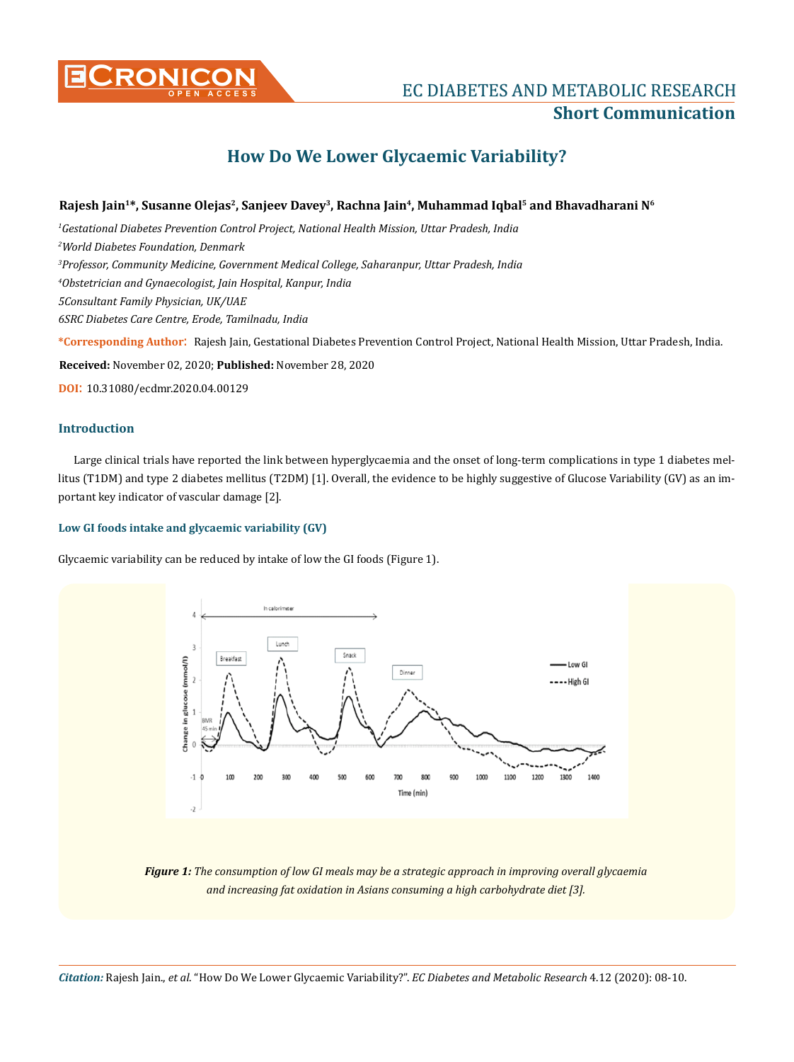# How Do We Lower Glycaemic Variability?

**Rajesh Jain[1]*, Susanne Olejas[2], Sanjeev Davey[3], Rachna Jain[4], Muhammad Iqbal[5] and Bhavadharani N[6]**

*[1]Gestational Diabetes Prevention Control Project, National Health Mission, Uttar Pradesh, India*

*[2]World Diabetes Foundation, Denmark*

*[3]Professor, Community Medicine, Government Medical College, Saharanpur, Uttar Pradesh, India*

*[4]Obstetrician and Gynaecologist, Jain Hospital, Kanpur, India*

*5Consultant Family Physician, UK/UAE*

*6SRC Diabetes Care Centre, Erode, Tamilnadu, India*

**\*Corresponding Author:** Rajesh Jain, Gestational Diabetes Prevention Control Project, National Health Mission, Uttar Pradesh, India.

**Received:** November 02, 2020; **Published:** November 28, 2020

**DOI:** 10.31080/ecdmr.2020.04.00129

## Introduction

Large clinical trials have reported the link between hyperglycaemia and the onset of long-term complications in type 1 diabetes mellitus (T1DM) and type 2 diabetes mellitus (T2DM) [1]. Overall, the evidence to be highly suggestive of Glucose Variability (GV) as an important key indicator of vascular damage [2].

### Low GI foods intake and glycaemic variability (GV)

Glycaemic variability can be reduced by intake of low the GI foods (Figure 1).

***Figure 1:** The consumption of low GI meals may be a strategic approach in improving overall glycaemia and increasing fat oxidation in Asians consuming a high carbohydrate diet [3].*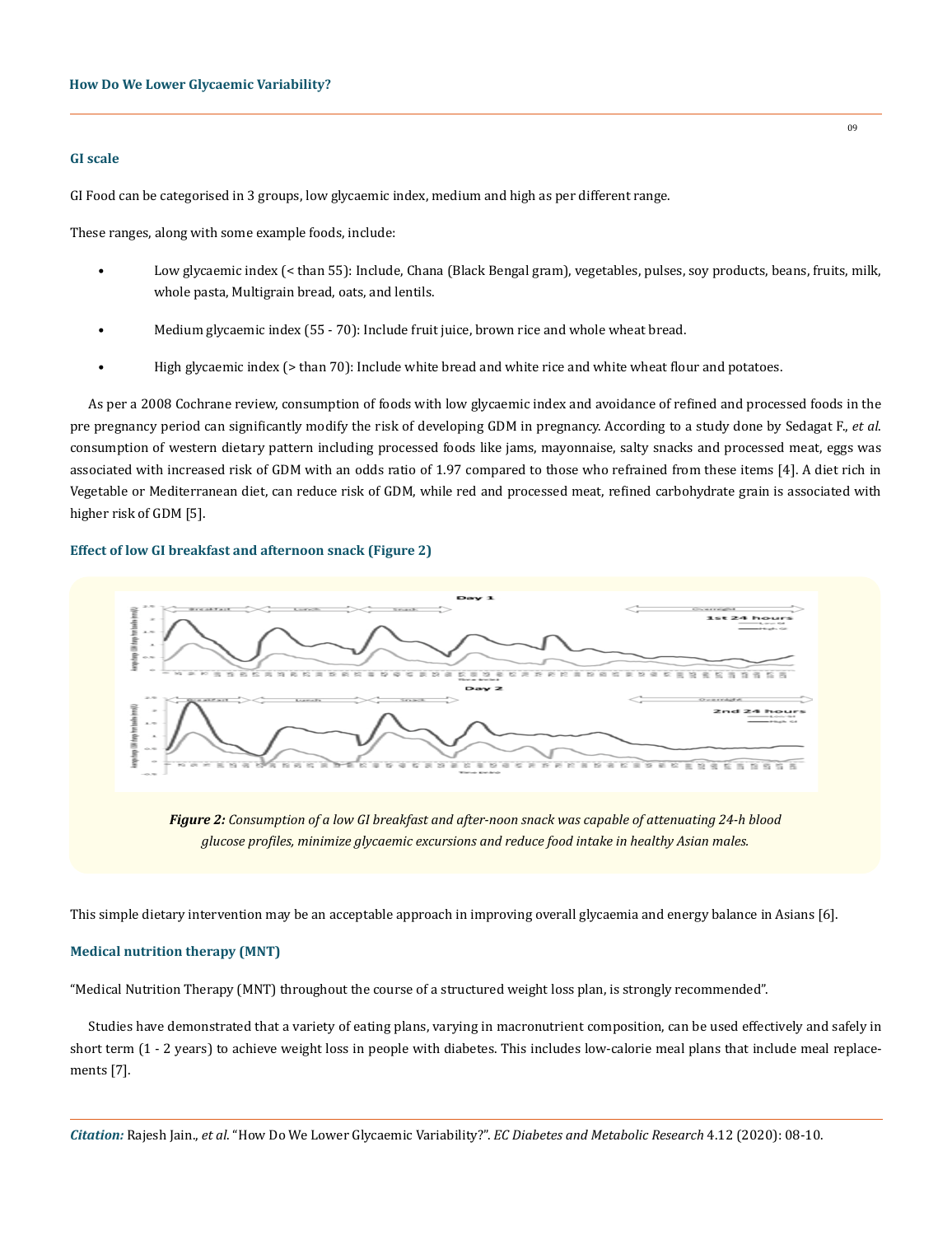### GI scale

GI Food can be categorised in 3 groups, low glycaemic index, medium and high as per different range.

These ranges, along with some example foods, include:

- Low glycaemic index (< than 55): Include, Chana (Black Bengal gram), vegetables, pulses, soy products, beans, fruits, milk, whole pasta, Multigrain bread, oats, and lentils.
- Medium glycaemic index (55 - 70): Include fruit juice, brown rice and whole wheat bread.
- High glycaemic index (> than 70): Include white bread and white rice and white wheat flour and potatoes.

As per a 2008 Cochrane review, consumption of foods with low glycaemic index and avoidance of refined and processed foods in the pre pregnancy period can significantly modify the risk of developing GDM in pregnancy. According to a study done by Sedagat F., *et al*. consumption of western dietary pattern including processed foods like jams, mayonnaise, salty snacks and processed meat, eggs was associated with increased risk of GDM with an odds ratio of 1.97 compared to those who refrained from these items [4]. A diet rich in Vegetable or Mediterranean diet, can reduce risk of GDM, while red and processed meat, refined carbohydrate grain is associated with higher risk of GDM [5].

### Effect of low GI breakfast and afternoon snack (Figure 2)

***Figure 2:*** *Consumption of a low GI breakfast and after-noon snack was capable of attenuating 24-h blood glucose profiles, minimize glycaemic excursions and reduce food intake in healthy Asian males.*

This simple dietary intervention may be an acceptable approach in improving overall glycaemia and energy balance in Asians [6].

### Medical nutrition therapy (MNT)

"Medical Nutrition Therapy (MNT) throughout the course of a structured weight loss plan, is strongly recommended".

Studies have demonstrated that a variety of eating plans, varying in macronutrient composition, can be used effectively and safely in short term (1 - 2 years) to achieve weight loss in people with diabetes. This includes low-calorie meal plans that include meal replacements [7].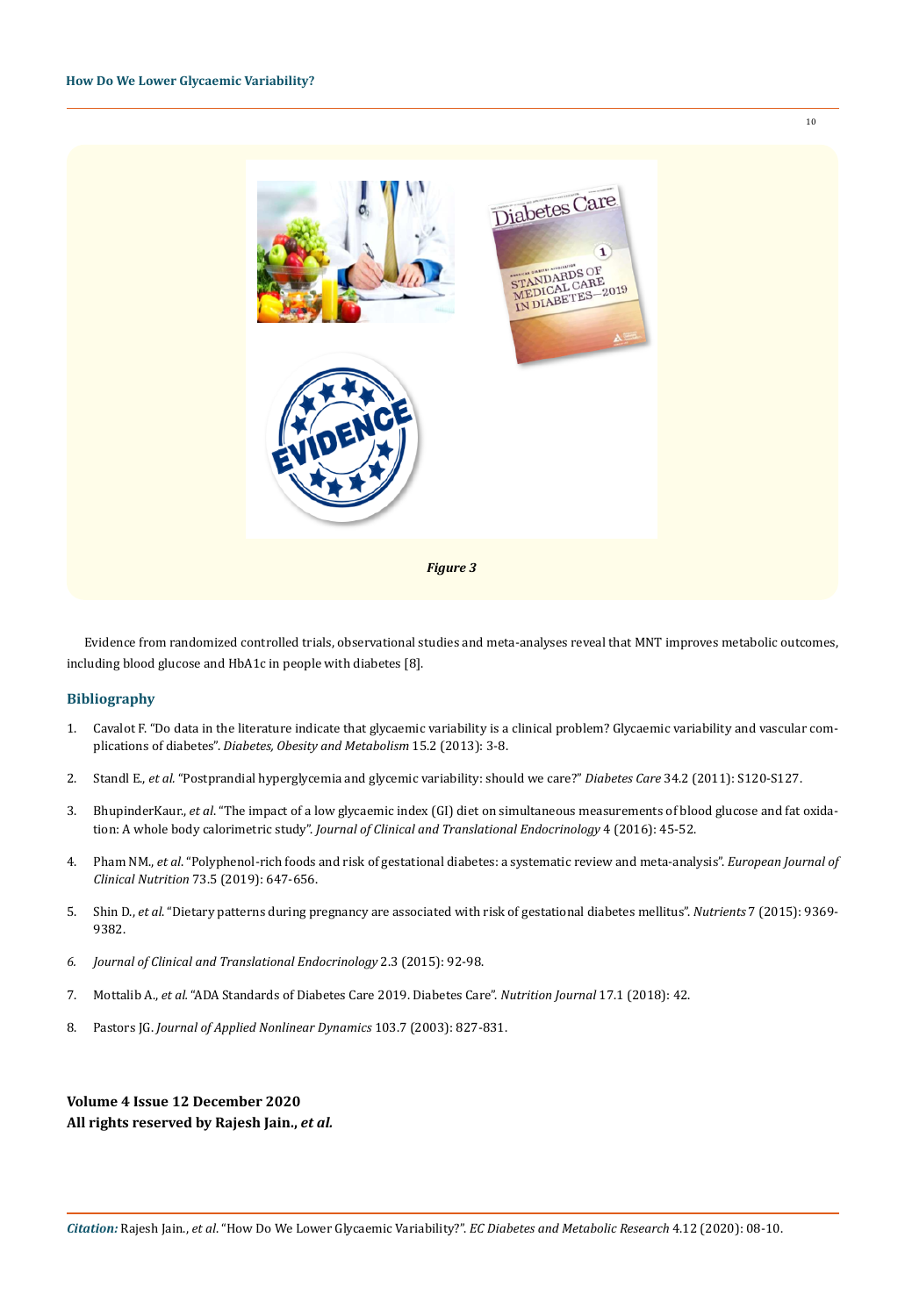*Figure 3*

Evidence from randomized controlled trials, observational studies and meta-analyses reveal that MNT improves metabolic outcomes, including blood glucose and HbA1c in people with diabetes [8].

## Bibliography

1. Cavalot F. "Do data in the literature indicate that glycaemic variability is a clinical problem? Glycaemic variability and vascular complications of diabetes". *Diabetes, Obesity and Metabolism* 15.2 (2013): 3-8.
2. Standl E., *et al.* "Postprandial hyperglycemia and glycemic variability: should we care?" *Diabetes Care* 34.2 (2011): S120-S127.
3. BhupinderKaur., *et al.* "The impact of a low glycaemic index (GI) diet on simultaneous measurements of blood glucose and fat oxidation: A whole body calorimetric study". *Journal of Clinical and Translational Endocrinology* 4 (2016): 45-52.
4. Pham NM., *et al.* "Polyphenol-rich foods and risk of gestational diabetes: a systematic review and meta-analysis". *European Journal of Clinical Nutrition* 73.5 (2019): 647-656.
5. Shin D., *et al.* "Dietary patterns during pregnancy are associated with risk of gestational diabetes mellitus". *Nutrients* 7 (2015): 9369-9382.
6. *Journal of Clinical and Translational Endocrinology* 2.3 (2015): 92-98.
7. Mottalib A., *et al.* "ADA Standards of Diabetes Care 2019. Diabetes Care". *Nutrition Journal* 17.1 (2018): 42.
8. Pastors JG. *Journal of Applied Nonlinear Dynamics* 103.7 (2003): 827-831.

**Volume 4 Issue 12 December 2020**
**All rights reserved by Rajesh Jain., *et al.***